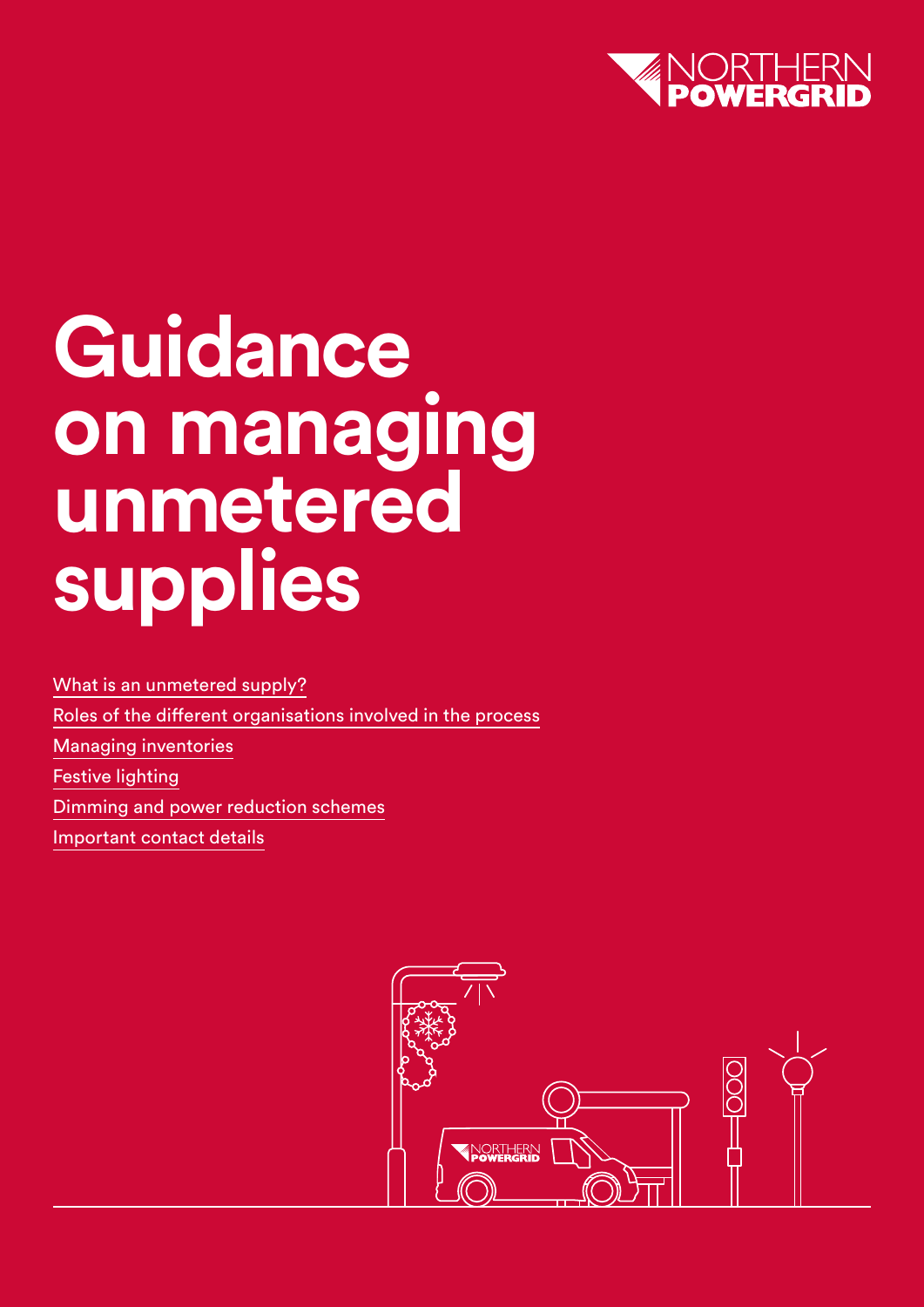# Guidance on managing unmetered supplies

What is an unmetered supply?

Roles of the different organisations involved in the process

Managing inventories

Festive lighting

Dimming and power reduction schemes

Important contact details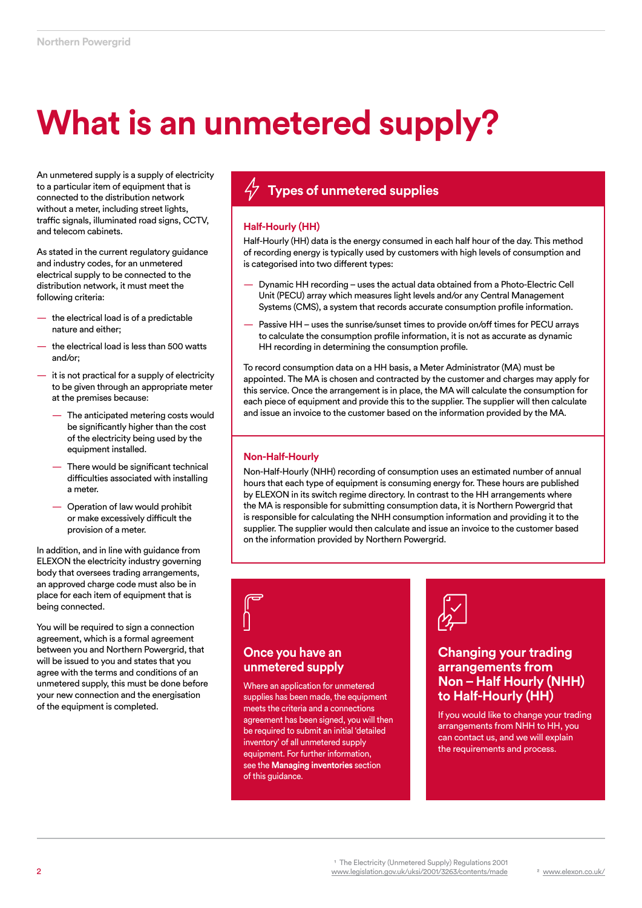# What is an unmetered supply?

An unmetered supply is a supply of electricity to a particular item of equipment that is connected to the distribution network without a meter, including street lights, traffic signals, illuminated road signs, CCTV, and telecom cabinets.

As stated in the current regulatory guidance and industry codes, for an unmetered electrical supply to be connected to the distribution network, it must meet the following criteria:

- the electrical load is of a predictable nature and either;
- the electrical load is less than 500 watts and/or;
- it is not practical for a supply of electricity to be given through an appropriate meter at the premises because:
  - The anticipated metering costs would be significantly higher than the cost of the electricity being used by the equipment installed.
  - There would be significant technical difficulties associated with installing a meter.
  - Operation of law would prohibit or make excessively difficult the provision of a meter.

In addition, and in line with guidance from ELEXON the electricity industry governing body that oversees trading arrangements, an approved charge code must also be in place for each item of equipment that is being connected.

You will be required to sign a connection agreement, which is a formal agreement between you and Northern Powergrid, that will be issued to you and states that you agree with the terms and conditions of an unmetered supply, this must be done before your new connection and the energisation of the equipment is completed.

## Types of unmetered supplies

### Half-Hourly (HH)

Half-Hourly (HH) data is the energy consumed in each half hour of the day. This method of recording energy is typically used by customers with high levels of consumption and is categorised into two different types:

- Dynamic HH recording – uses the actual data obtained from a Photo-Electric Cell Unit (PECU) array which measures light levels and/or any Central Management Systems (CMS), a system that records accurate consumption profile information.
- Passive HH – uses the sunrise/sunset times to provide on/off times for PECU arrays to calculate the consumption profile information, it is not as accurate as dynamic HH recording in determining the consumption profile.

To record consumption data on a HH basis, a Meter Administrator (MA) must be appointed. The MA is chosen and contracted by the customer and charges may apply for this service. Once the arrangement is in place, the MA will calculate the consumption for each piece of equipment and provide this to the supplier. The supplier will then calculate and issue an invoice to the customer based on the information provided by the MA.

### Non-Half-Hourly

Non-Half-Hourly (NHH) recording of consumption uses an estimated number of annual hours that each type of equipment is consuming energy for. These hours are published by ELEXON in its switch regime directory. In contrast to the HH arrangements where the MA is responsible for submitting consumption data, it is Northern Powergrid that is responsible for calculating the NHH consumption information and providing it to the supplier. The supplier would then calculate and issue an invoice to the customer based on the information provided by Northern Powergrid.

## Once you have an unmetered supply

Where an application for unmetered supplies has been made, the equipment meets the criteria and a connections agreement has been signed, you will then be required to submit an initial 'detailed inventory' of all unmetered supply equipment. For further information, see the **Managing inventories** section of this guidance.

## Changing your trading arrangements from Non – Half Hourly (NHH) to Half-Hourly (HH)

If you would like to change your trading arrangements from NHH to HH, you can contact us, and we will explain the requirements and process.

[1] The Electricity (Unmetered Supply) Regulations 2001 www.legislation.gov.uk/uksi/2001/3263/contents/made

[2] www.elexon.co.uk/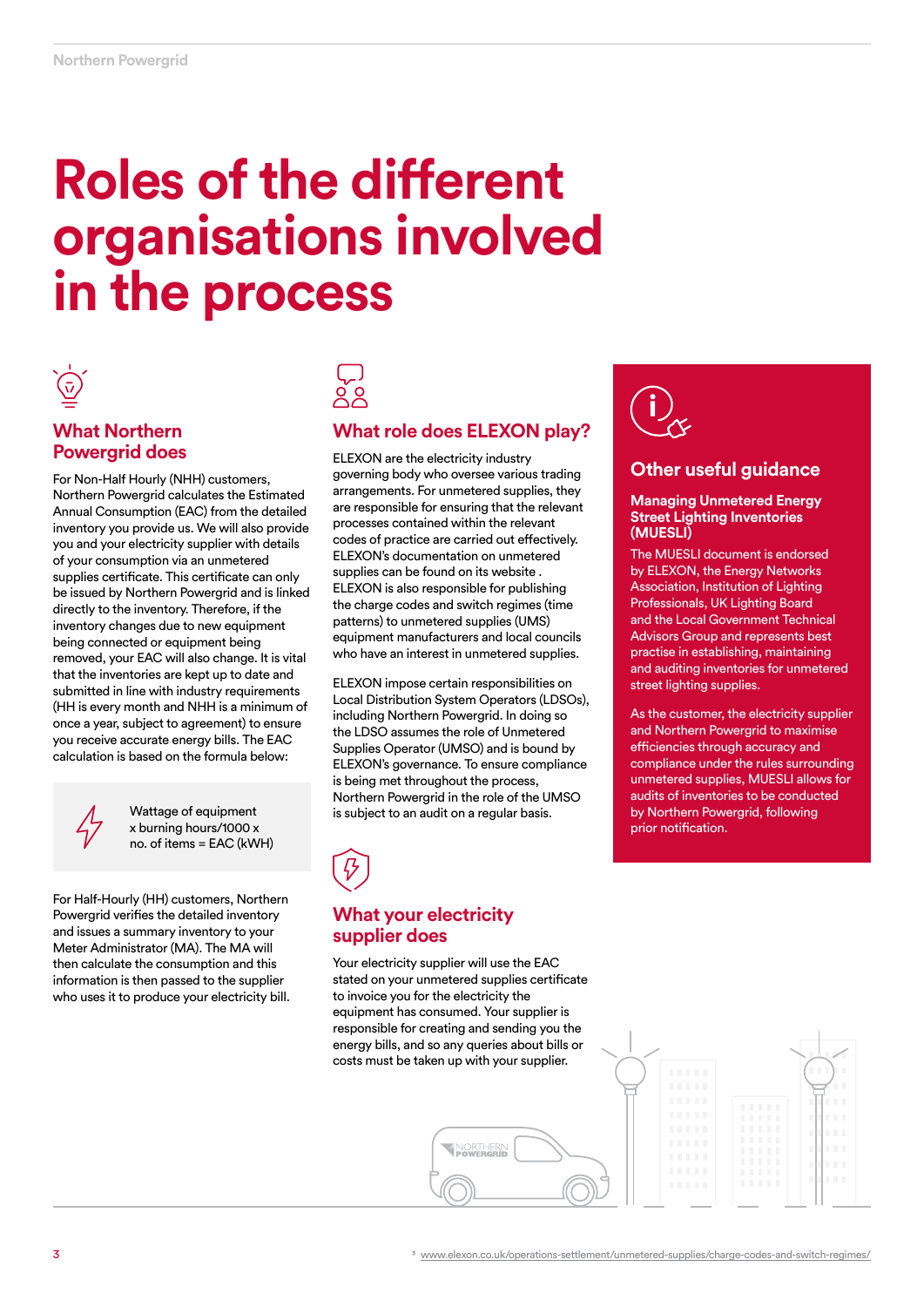# Roles of the different organisations involved in the process

## What Northern Powergrid does

For Non-Half Hourly (NHH) customers, Northern Powergrid calculates the Estimated Annual Consumption (EAC) from the detailed inventory you provide us. We will also provide you and your electricity supplier with details of your consumption via an unmetered supplies certificate. This certificate can only be issued by Northern Powergrid and is linked directly to the inventory. Therefore, if the inventory changes due to new equipment being connected or equipment being removed, your EAC will also change. It is vital that the inventories are kept up to date and submitted in line with industry requirements (HH is every month and NHH is a minimum of once a year, subject to agreement) to ensure you receive accurate energy bills. The EAC calculation is based on the formula below:

> Wattage of equipment x burning hours/1000 x no. of items = EAC (kWH)

For Half-Hourly (HH) customers, Northern Powergrid verifies the detailed inventory and issues a summary inventory to your Meter Administrator (MA). The MA will then calculate the consumption and this information is then passed to the supplier who uses it to produce your electricity bill.

## What role does ELEXON play?

ELEXON are the electricity industry governing body who oversee various trading arrangements. For unmetered supplies, they are responsible for ensuring that the relevant processes contained within the relevant codes of practice are carried out effectively. ELEXON's documentation on unmetered supplies can be found on its website . ELEXON is also responsible for publishing the charge codes and switch regimes (time patterns) to unmetered supplies (UMS) equipment manufacturers and local councils who have an interest in unmetered supplies.

ELEXON impose certain responsibilities on Local Distribution System Operators (LDSOs), including Northern Powergrid. In doing so the LDSO assumes the role of Unmetered Supplies Operator (UMSO) and is bound by ELEXON's governance. To ensure compliance is being met throughout the process, Northern Powergrid in the role of the UMSO is subject to an audit on a regular basis.

## What your electricity supplier does

Your electricity supplier will use the EAC stated on your unmetered supplies certificate to invoice you for the electricity the equipment has consumed. Your supplier is responsible for creating and sending you the energy bills, and so any queries about bills or costs must be taken up with your supplier.

## Other useful guidance

### Managing Unmetered Energy Street Lighting Inventories (MUESLI)

The MUESLI document is endorsed by ELEXON, the Energy Networks Association, Institution of Lighting Professionals, UK Lighting Board and the Local Government Technical Advisors Group and represents best practise in establishing, maintaining and auditing inventories for unmetered street lighting supplies.

As the customer, the electricity supplier and Northern Powergrid to maximise efficiencies through accuracy and compliance under the rules surrounding unmetered supplies, MUESLI allows for audits of inventories to be conducted by Northern Powergrid, following prior notification.

[3] www.elexon.co.uk/operations-settlement/unmetered-supplies/charge-codes-and-switch-regimes/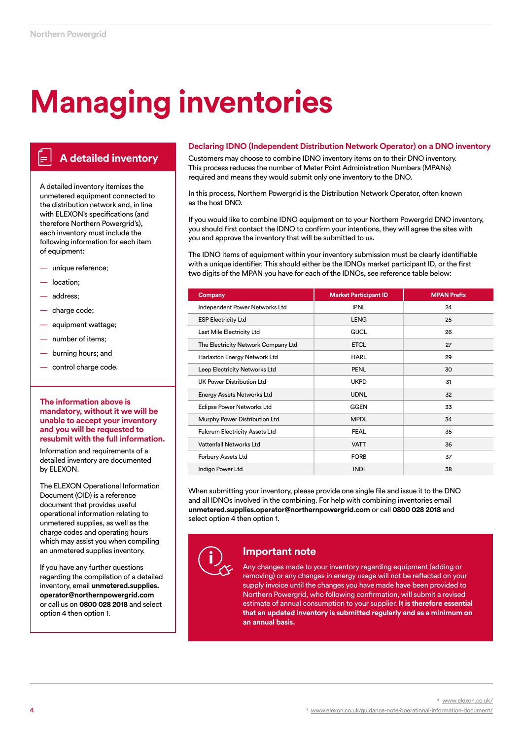# Managing inventories

## A detailed inventory

A detailed inventory itemises the unmetered equipment connected to the distribution network and, in line with ELEXON's specifications (and therefore Northern Powergrid's), each inventory must include the following information for each item of equipment:

- unique reference;
- location;
- address;
- charge code;
- equipment wattage;
- number of items;
- burning hours; and
- control charge code.

**The information above is mandatory, without it we will be unable to accept your inventory and you will be requested to resubmit with the full information.**

Information and requirements of a detailed inventory are documented by ELEXON.

The ELEXON Operational Information Document (OID) is a reference document that provides useful operational information relating to unmetered supplies, as well as the charge codes and operating hours which may assist you when compiling an unmetered supplies inventory.

If you have any further questions regarding the compilation of a detailed inventory, email **unmetered.supplies.operator@northernpowergrid.com** or call us on **0800 028 2018** and select option 4 then option 1.

### Declaring IDNO (Independent Distribution Network Operator) on a DNO inventory

Customers may choose to combine IDNO inventory items on to their DNO inventory. This process reduces the number of Meter Point Administration Numbers (MPANs) required and means they would submit only one inventory to the DNO.

In this process, Northern Powergrid is the Distribution Network Operator, often known as the host DNO.

If you would like to combine IDNO equipment on to your Northern Powergrid DNO inventory, you should first contact the IDNO to confirm your intentions, they will agree the sites with you and approve the inventory that will be submitted to us.

The IDNO items of equipment within your inventory submission must be clearly identifiable with a unique identifier. This should either be the IDNOs market participant ID, or the first two digits of the MPAN you have for each of the IDNOs, see reference table below:

| Company | Market Participant ID | MPAN Prefix |
|---|---|---|
| Independent Power Networks Ltd | IPNL | 24 |
| ESP Electricity Ltd | LENG | 25 |
| Last Mile Electricity Ltd | GUCL | 26 |
| The Electricity Network Company Ltd | ETCL | 27 |
| Harlaxton Energy Network Ltd | HARL | 29 |
| Leep Electricity Networks Ltd | PENL | 30 |
| UK Power Distribution Ltd | UKPD | 31 |
| Energy Assets Networks Ltd | UDNL | 32 |
| Eclipse Power Networks Ltd | GGEN | 33 |
| Murphy Power Distribution Ltd | MPDL | 34 |
| Fulcrum Electricity Assets Ltd | FEAL | 35 |
| Vattenfall Networks Ltd | VATT | 36 |
| Forbury Assets Ltd | FORB | 37 |
| Indigo Power Ltd | INDI | 38 |

When submitting your inventory, please provide one single file and issue it to the DNO and all IDNOs involved in the combining. For help with combining inventories email **unmetered.supplies.operator@northernpowergrid.com** or call **0800 028 2018** and select option 4 then option 1.

### Important note

Any changes made to your inventory regarding equipment (adding or removing) or any changes in energy usage will not be reflected on your supply invoice until the changes you have made have been provided to Northern Powergrid, who following confirmation, will submit a revised estimate of annual consumption to your supplier. **It is therefore essential that an updated inventory is submitted regularly and as a minimum on an annual basis.**

[4] www.elexon.co.uk/

[5] www.elexon.co.uk/guidance-note/operational-information-document/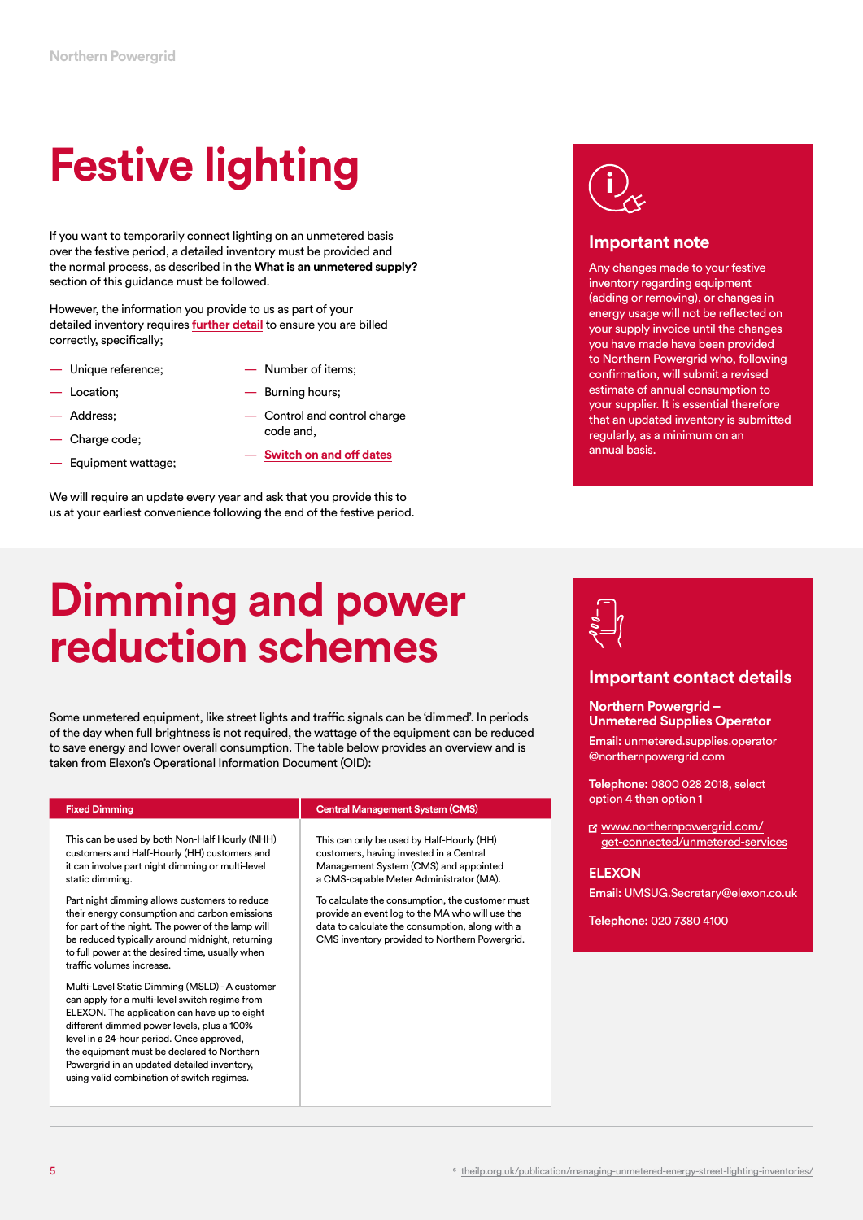# Festive lighting

If you want to temporarily connect lighting on an unmetered basis over the festive period, a detailed inventory must be provided and the normal process, as described in the **What is an unmetered supply?** section of this guidance must be followed.

However, the information you provide to us as part of your detailed inventory requires **further detail** to ensure you are billed correctly, specifically;

- Unique reference;
- Location;
- Address;
- Charge code;
- Equipment wattage;
- Number of items;
- Burning hours;
- Control and control charge code and,
- **Switch on and off dates**

We will require an update every year and ask that you provide this to us at your earliest convenience following the end of the festive period.

## Important note

Any changes made to your festive inventory regarding equipment (adding or removing), or changes in energy usage will not be reflected on your supply invoice until the changes you have made have been provided to Northern Powergrid who, following confirmation, will submit a revised estimate of annual consumption to your supplier. It is essential therefore that an updated inventory is submitted regularly, as a minimum on an annual basis.

# Dimming and power reduction schemes

Some unmetered equipment, like street lights and traffic signals can be 'dimmed'. In periods of the day when full brightness is not required, the wattage of the equipment can be reduced to save energy and lower overall consumption. The table below provides an overview and is taken from Elexon's Operational Information Document (OID):

| Fixed Dimming | Central Management System (CMS) |
| --- | --- |
| This can be used by both Non-Half Hourly (NHH) customers and Half-Hourly (HH) customers and it can involve part night dimming or multi-level static dimming.<br><br>Part night dimming allows customers to reduce their energy consumption and carbon emissions for part of the night. The power of the lamp will be reduced typically around midnight, returning to full power at the desired time, usually when traffic volumes increase.<br><br>Multi-Level Static Dimming (MSLD) - A customer can apply for a multi-level switch regime from ELEXON. The application can have up to eight different dimmed power levels, plus a 100% level in a 24-hour period. Once approved, the equipment must be declared to Northern Powergrid in an updated detailed inventory, using valid combination of switch regimes. | This can only be used by Half-Hourly (HH) customers, having invested in a Central Management System (CMS) and appointed a CMS-capable Meter Administrator (MA).<br><br>To calculate the consumption, the customer must provide an event log to the MA who will use the data to calculate the consumption, along with a CMS inventory provided to Northern Powergrid. |

## Important contact details

**Northern Powergrid – Unmetered Supplies Operator**

**Email:** unmetered.supplies.operator@northernpowergrid.com

**Telephone:** 0800 028 2018, select option 4 then option 1

www.northernpowergrid.com/get-connected/unmetered-services

**ELEXON**

**Email:** UMSUG.Secretary@elexon.co.uk

**Telephone:** 020 7380 4100

[6] theilp.org.uk/publication/managing-unmetered-energy-street-lighting-inventories/